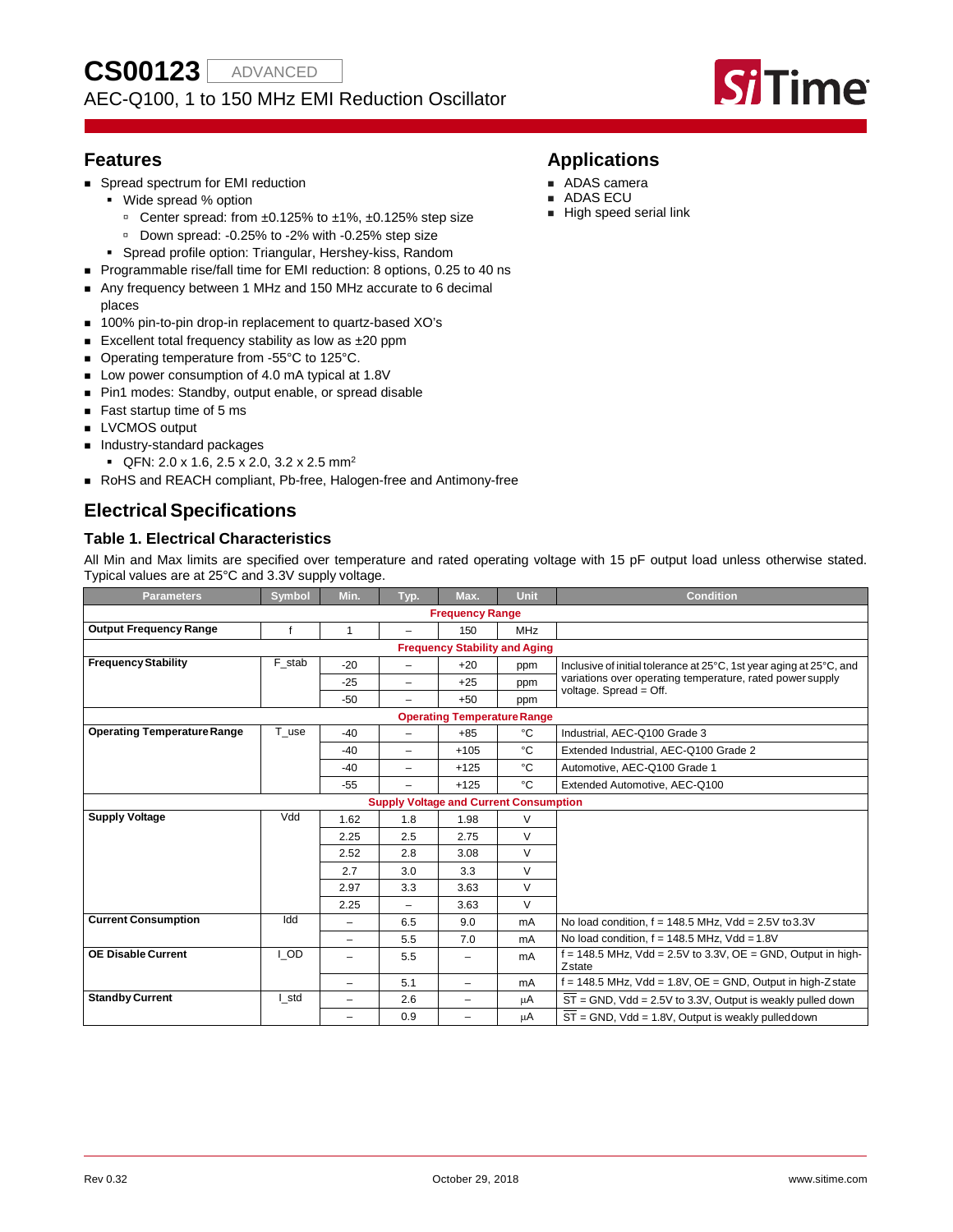# CS00123 ADVANCED

AEC-Q100, 1 to 150 MHz EMI Reduction Oscillator

## Features

- Spread spectrum for EMI reduction
  - Wide spread % option
    - Center spread: from ±0.125% to ±1%, ±0.125% step size
    - Down spread: -0.25% to -2% with -0.25% step size
  - Spread profile option: Triangular, Hershey-kiss, Random
- Programmable rise/fall time for EMI reduction: 8 options, 0.25 to 40 ns
- Any frequency between 1 MHz and 150 MHz accurate to 6 decimal places
- 100% pin-to-pin drop-in replacement to quartz-based XO's
- Excellent total frequency stability as low as ±20 ppm
- Operating temperature from -55°C to 125°C.
- Low power consumption of 4.0 mA typical at 1.8V
- Pin1 modes: Standby, output enable, or spread disable
- Fast startup time of 5 ms
- LVCMOS output
- Industry-standard packages
  - QFN: 2.0 x 1.6, 2.5 x 2.0, 3.2 x 2.5 mm$^2$
- RoHS and REACH compliant, Pb-free, Halogen-free and Antimony-free

## Applications

- ADAS camera
- ADAS ECU
- High speed serial link

## Electrical Specifications

### Table 1. Electrical Characteristics

All Min and Max limits are specified over temperature and rated operating voltage with 15 pF output load unless otherwise stated. Typical values are at 25°C and 3.3V supply voltage.

| Parameters | Symbol | Min. | Typ. | Max. | Unit | Condition |
|---|---|---|---|---|---|---|
| **Frequency Range** | | | | | | |
| **Output Frequency Range** | f | 1 | – | 150 | MHz | |
| **Frequency Stability and Aging** | | | | | | |
| **Frequency Stability** | F_stab | -20 | – | +20 | ppm | Inclusive of initial tolerance at 25°C, 1st year aging at 25°C, and variations over operating temperature, rated power supply voltage. Spread = Off. |
| | | -25 | – | +25 | ppm | |
| | | -50 | – | +50 | ppm | |
| **Operating Temperature Range** | | | | | | |
| **Operating Temperature Range** | T_use | -40 | – | +85 | °C | Industrial, AEC-Q100 Grade 3 |
| | | -40 | – | +105 | °C | Extended Industrial, AEC-Q100 Grade 2 |
| | | -40 | – | +125 | °C | Automotive, AEC-Q100 Grade 1 |
| | | -55 | – | +125 | °C | Extended Automotive, AEC-Q100 |
| **Supply Voltage and Current Consumption** | | | | | | |
| **Supply Voltage** | Vdd | 1.62 | 1.8 | 1.98 | V | |
| | | 2.25 | 2.5 | 2.75 | V | |
| | | 2.52 | 2.8 | 3.08 | V | |
| | | 2.7 | 3.0 | 3.3 | V | |
| | | 2.97 | 3.3 | 3.63 | V | |
| | | 2.25 | – | 3.63 | V | |
| **Current Consumption** | Idd | – | 6.5 | 9.0 | mA | No load condition, f = 148.5 MHz, Vdd = 2.5V to 3.3V |
| | | – | 5.5 | 7.0 | mA | No load condition, f = 148.5 MHz, Vdd = 1.8V |
| **OE Disable Current** | I_OD | – | 5.5 | – | mA | f = 148.5 MHz, Vdd = 2.5V to 3.3V, OE = GND, Output in high-Z state |
| | | – | 5.1 | – | mA | f = 148.5 MHz, Vdd = 1.8V, OE = GND, Output in high-Z state |
| **Standby Current** | I_std | – | 2.6 | – | µA | $\overline{ST}$ = GND, Vdd = 2.5V to 3.3V, Output is weakly pulled down |
| | | – | 0.9 | – | µA | $\overline{ST}$ = GND, Vdd = 1.8V, Output is weakly pulled down |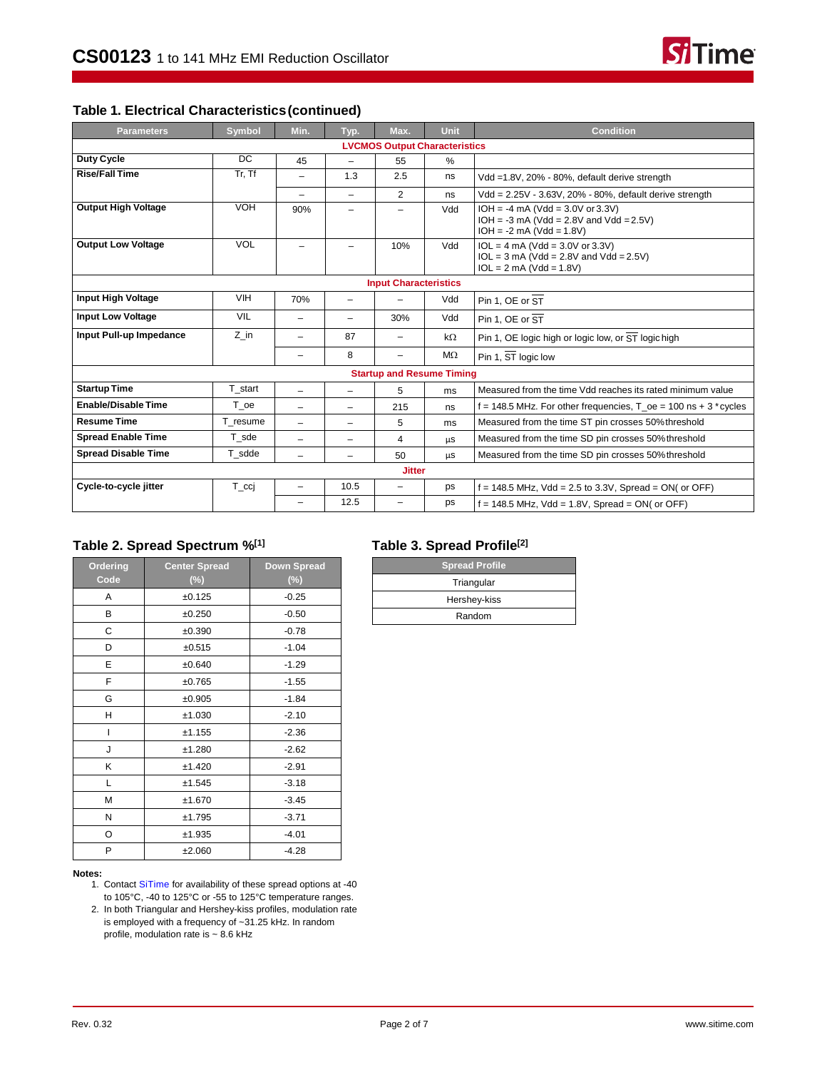## Table 1. Electrical Characteristics (continued)

| Parameters | Symbol | Min. | Typ. | Max. | Unit | Condition |
|---|---|---|---|---|---|---|
| **LVCMOS Output Characteristics** | | | | | | |
| **Duty Cycle** | DC | 45 | – | 55 | % | |
| **Rise/Fall Time** | Tr, Tf | – | 1.3 | 2.5 | ns | Vdd =1.8V, 20% - 80%, default derive strength |
| | | – | – | 2 | ns | Vdd = 2.25V - 3.63V, 20% - 80%, default derive strength |
| **Output High Voltage** | VOH | 90% | – | – | Vdd | IOH = -4 mA (Vdd = 3.0V or 3.3V)<br>IOH = -3 mA (Vdd = 2.8V and Vdd = 2.5V)<br>IOH = -2 mA (Vdd = 1.8V) |
| **Output Low Voltage** | VOL | – | – | 10% | Vdd | IOL = 4 mA (Vdd = 3.0V or 3.3V)<br>IOL = 3 mA (Vdd = 2.8V and Vdd = 2.5V)<br>IOL = 2 mA (Vdd = 1.8V) |
| **Input Characteristics** | | | | | | |
| **Input High Voltage** | VIH | 70% | – | – | Vdd | Pin 1, OE or $\overline{ST}$ |
| **Input Low Voltage** | VIL | – | – | 30% | Vdd | Pin 1, OE or $\overline{ST}$ |
| **Input Pull-up Impedance** | Z_in | – | 87 | – | kΩ | Pin 1, OE logic high or logic low, or $\overline{ST}$ logic high |
| | | – | 8 | – | MΩ | Pin 1, $\overline{ST}$ logic low |
| **Startup and Resume Timing** | | | | | | |
| **Startup Time** | T_start | – | – | 5 | ms | Measured from the time Vdd reaches its rated minimum value |
| **Enable/Disable Time** | T_oe | – | – | 215 | ns | f = 148.5 MHz. For other frequencies, T_oe = 100 ns + 3 * cycles |
| **Resume Time** | T_resume | – | – | 5 | ms | Measured from the time ST pin crosses 50% threshold |
| **Spread Enable Time** | T_sde | – | – | 4 | µs | Measured from the time SD pin crosses 50% threshold |
| **Spread Disable Time** | T_sdde | – | – | 50 | µs | Measured from the time SD pin crosses 50% threshold |
| **Jitter** | | | | | | |
| **Cycle-to-cycle jitter** | T_ccj | – | 10.5 | – | ps | f = 148.5 MHz, Vdd = 2.5 to 3.3V, Spread = ON( or OFF) |
| | | – | 12.5 | – | ps | f = 148.5 MHz, Vdd = 1.8V, Spread = ON( or OFF) |

## Table 2. Spread Spectrum %[1]

| Ordering Code | Center Spread (%) | Down Spread (%) |
|---|---|---|
| A | ±0.125 | -0.25 |
| B | ±0.250 | -0.50 |
| C | ±0.390 | -0.78 |
| D | ±0.515 | -1.04 |
| E | ±0.640 | -1.29 |
| F | ±0.765 | -1.55 |
| G | ±0.905 | -1.84 |
| H | ±1.030 | -2.10 |
| I | ±1.155 | -2.36 |
| J | ±1.280 | -2.62 |
| K | ±1.420 | -2.91 |
| L | ±1.545 | -3.18 |
| M | ±1.670 | -3.45 |
| N | ±1.795 | -3.71 |
| O | ±1.935 | -4.01 |
| P | ±2.060 | -4.28 |

## Table 3. Spread Profile[2]

| Spread Profile |
|---|
| Triangular |
| Hershey-kiss |
| Random |

**Notes:**

1. Contact SiTime for availability of these spread options at -40 to 105°C, -40 to 125°C or -55 to 125°C temperature ranges.
2. In both Triangular and Hershey-kiss profiles, modulation rate is employed with a frequency of ~31.25 kHz. In random profile, modulation rate is ~ 8.6 kHz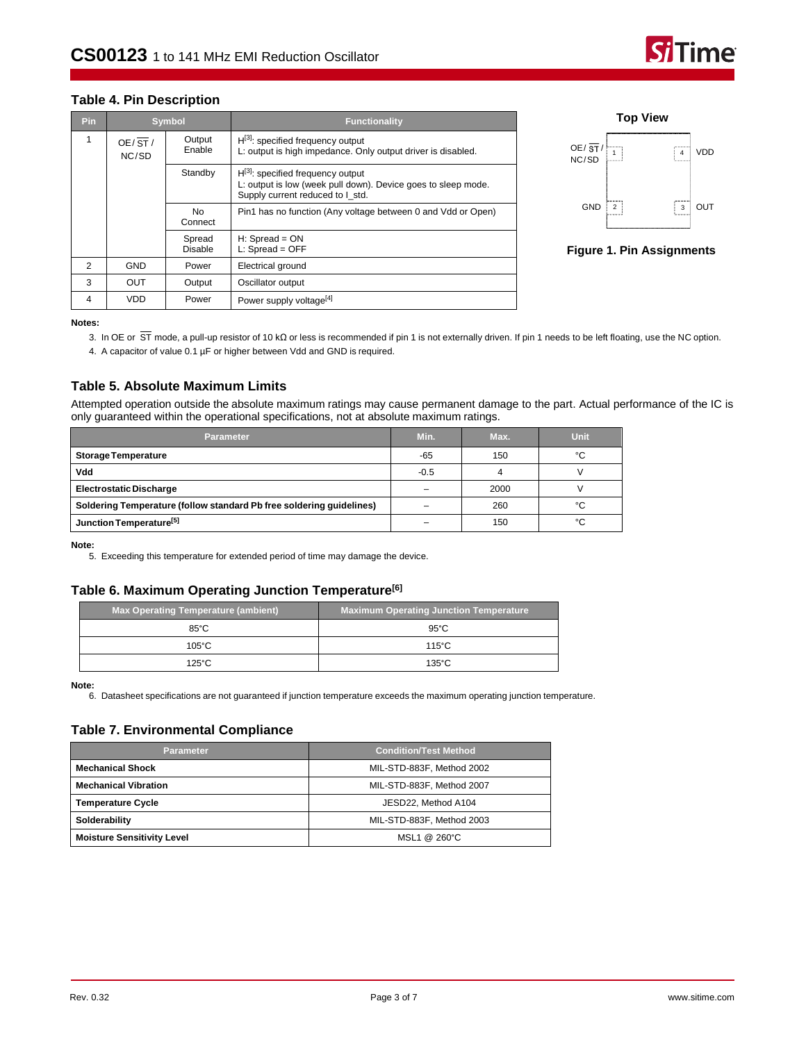## Table 4. Pin Description

| Pin | Symbol | | Functionality |
|---|---|---|---|
| 1 | OE/ $\overline{ST}$ / NC/SD | Output Enable | H[3]: specified frequency output<br>L: output is high impedance. Only output driver is disabled. |
| | | Standby | H[3]: specified frequency output<br>L: output is low (week pull down). Device goes to sleep mode. Supply current reduced to I_std. |
| | | No Connect | Pin1 has no function (Any voltage between 0 and Vdd or Open) |
| | | Spread Disable | H: Spread = ON<br>L: Spread = OFF |
| 2 | GND | Power | Electrical ground |
| 3 | OUT | Output | Oscillator output |
| 4 | VDD | Power | Power supply voltage[4] |

Top View

| | | |
|---|---|---|
| OE/ $\overline{ST}$ / NC/SD | 1 | 4 | VDD |
| GND | 2 | 3 | OUT |

**Figure 1. Pin Assignments**

**Notes:**

3. In OE or $\overline{ST}$ mode, a pull-up resistor of 10 kΩ or less is recommended if pin 1 is not externally driven. If pin 1 needs to be left floating, use the NC option.
4. A capacitor of value 0.1 µF or higher between Vdd and GND is required.

## Table 5. Absolute Maximum Limits

Attempted operation outside the absolute maximum ratings may cause permanent damage to the part. Actual performance of the IC is only guaranteed within the operational specifications, not at absolute maximum ratings.

| Parameter | Min. | Max. | Unit |
|---|---|---|---|
| **Storage Temperature** | -65 | 150 | °C |
| **Vdd** | -0.5 | 4 | V |
| **Electrostatic Discharge** | – | 2000 | V |
| **Soldering Temperature (follow standard Pb free soldering guidelines)** | – | 260 | °C |
| **Junction Temperature[5]** | – | 150 | °C |

**Note:**

5. Exceeding this temperature for extended period of time may damage the device.

## Table 6. Maximum Operating Junction Temperature[6]

| Max Operating Temperature (ambient) | Maximum Operating Junction Temperature |
|---|---|
| 85°C | 95°C |
| 105°C | 115°C |
| 125°C | 135°C |

**Note:**

6. Datasheet specifications are not guaranteed if junction temperature exceeds the maximum operating junction temperature.

## Table 7. Environmental Compliance

| Parameter | Condition/Test Method |
|---|---|
| **Mechanical Shock** | MIL-STD-883F, Method 2002 |
| **Mechanical Vibration** | MIL-STD-883F, Method 2007 |
| **Temperature Cycle** | JESD22, Method A104 |
| **Solderability** | MIL-STD-883F, Method 2003 |
| **Moisture Sensitivity Level** | MSL1 @ 260°C |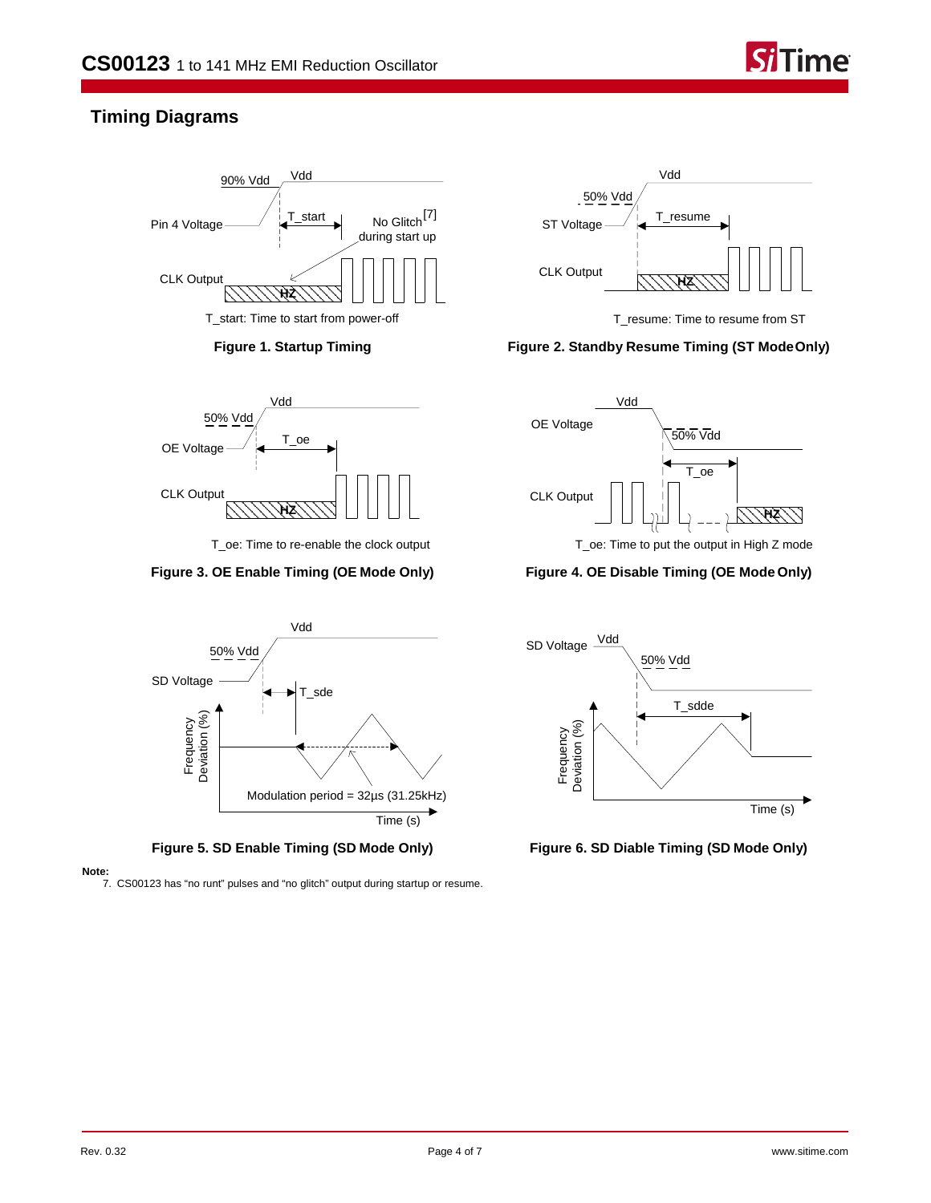## Timing Diagrams

90% Vdd Vdd

Pin 4 Voltage T_start No Glitch[7] during start up

CLK Output HZ

T_start: Time to start from power-off

**Figure 1. Startup Timing**

Vdd 50% Vdd

ST Voltage T_resume

CLK Output HZ

T_resume: Time to resume from ST

**Figure 2. Standby Resume Timing (ST Mode Only)**

Vdd 50% Vdd

OE Voltage T_oe

CLK Output HZ

T_oe: Time to re-enable the clock output

**Figure 3. OE Enable Timing (OE Mode Only)**

Vdd OE Voltage 50% Vdd

T_oe

CLK Output HZ

T_oe: Time to put the output in High Z mode

**Figure 4. OE Disable Timing (OE Mode Only)**

Vdd 50% Vdd

SD Voltage T_sde

Frequency Deviation (%)

Modulation period = 32µs (31.25kHz)

Time (s)

**Figure 5. SD Enable Timing (SD Mode Only)**

SD Voltage Vdd 50% Vdd

T_sdde

Frequency Deviation (%)

Time (s)

**Figure 6. SD Diable Timing (SD Mode Only)**

**Note:**

7. CS00123 has “no runt” pulses and “no glitch” output during startup or resume.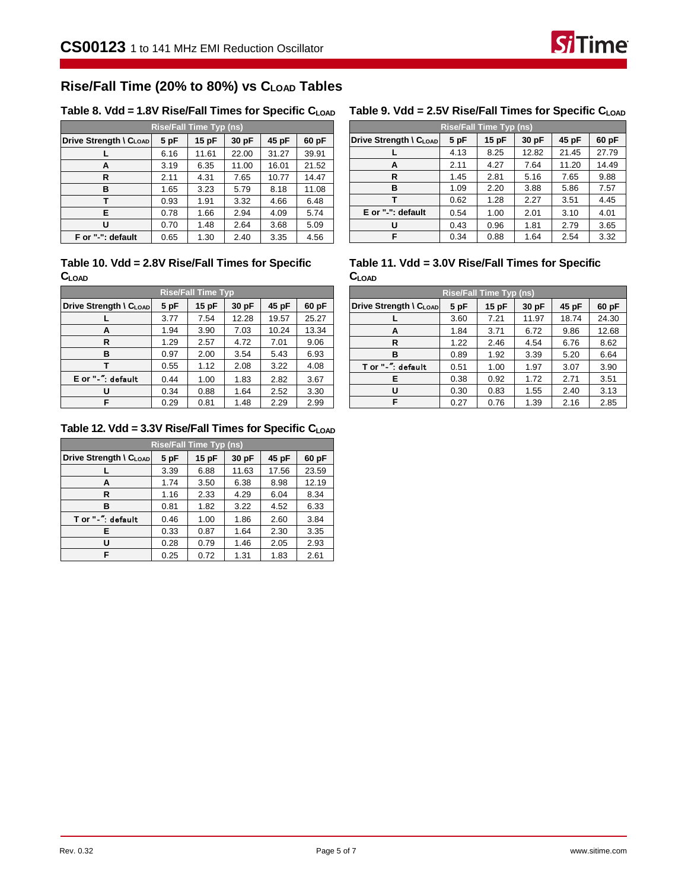## Rise/Fall Time (20% to 80%) vs $C_{LOAD}$ Tables

### Table 8. Vdd = 1.8V Rise/Fall Times for Specific $C_{LOAD}$

| Rise/Fall Time Typ (ns) | | | | | |
|---|---|---|---|---|---|
| Drive Strength \ $C_{LOAD}$ | 5 pF | 15 pF | 30 pF | 45 pF | 60 pF |
| L | 6.16 | 11.61 | 22.00 | 31.27 | 39.91 |
| A | 3.19 | 6.35 | 11.00 | 16.01 | 21.52 |
| R | 2.11 | 4.31 | 7.65 | 10.77 | 14.47 |
| B | 1.65 | 3.23 | 5.79 | 8.18 | 11.08 |
| T | 0.93 | 1.91 | 3.32 | 4.66 | 6.48 |
| E | 0.78 | 1.66 | 2.94 | 4.09 | 5.74 |
| U | 0.70 | 1.48 | 2.64 | 3.68 | 5.09 |
| F or "-": default | 0.65 | 1.30 | 2.40 | 3.35 | 4.56 |

### Table 9. Vdd = 2.5V Rise/Fall Times for Specific $C_{LOAD}$

| Rise/Fall Time Typ (ns) | | | | | |
|---|---|---|---|---|---|
| Drive Strength \ $C_{LOAD}$ | 5 pF | 15 pF | 30 pF | 45 pF | 60 pF |
| L | 4.13 | 8.25 | 12.82 | 21.45 | 27.79 |
| A | 2.11 | 4.27 | 7.64 | 11.20 | 14.49 |
| R | 1.45 | 2.81 | 5.16 | 7.65 | 9.88 |
| B | 1.09 | 2.20 | 3.88 | 5.86 | 7.57 |
| T | 0.62 | 1.28 | 2.27 | 3.51 | 4.45 |
| E or "-": default | 0.54 | 1.00 | 2.01 | 3.10 | 4.01 |
| U | 0.43 | 0.96 | 1.81 | 2.79 | 3.65 |
| F | 0.34 | 0.88 | 1.64 | 2.54 | 3.32 |

### Table 10. Vdd = 2.8V Rise/Fall Times for Specific $C_{LOAD}$

| Rise/Fall Time Typ | | | | | |
|---|---|---|---|---|---|
| Drive Strength \ $C_{LOAD}$ | 5 pF | 15 pF | 30 pF | 45 pF | 60 pF |
| L | 3.77 | 7.54 | 12.28 | 19.57 | 25.27 |
| A | 1.94 | 3.90 | 7.03 | 10.24 | 13.34 |
| R | 1.29 | 2.57 | 4.72 | 7.01 | 9.06 |
| B | 0.97 | 2.00 | 3.54 | 5.43 | 6.93 |
| T | 0.55 | 1.12 | 2.08 | 3.22 | 4.08 |
| E or "-": default | 0.44 | 1.00 | 1.83 | 2.82 | 3.67 |
| U | 0.34 | 0.88 | 1.64 | 2.52 | 3.30 |
| F | 0.29 | 0.81 | 1.48 | 2.29 | 2.99 |

### Table 11. Vdd = 3.0V Rise/Fall Times for Specific $C_{LOAD}$

| Rise/Fall Time Typ (ns) | | | | | |
|---|---|---|---|---|---|
| Drive Strength \ $C_{LOAD}$ | 5 pF | 15 pF | 30 pF | 45 pF | 60 pF |
| L | 3.60 | 7.21 | 11.97 | 18.74 | 24.30 |
| A | 1.84 | 3.71 | 6.72 | 9.86 | 12.68 |
| R | 1.22 | 2.46 | 4.54 | 6.76 | 8.62 |
| B | 0.89 | 1.92 | 3.39 | 5.20 | 6.64 |
| T or "-": default | 0.51 | 1.00 | 1.97 | 3.07 | 3.90 |
| E | 0.38 | 0.92 | 1.72 | 2.71 | 3.51 |
| U | 0.30 | 0.83 | 1.55 | 2.40 | 3.13 |
| F | 0.27 | 0.76 | 1.39 | 2.16 | 2.85 |

### Table 12. Vdd = 3.3V Rise/Fall Times for Specific $C_{LOAD}$

| Rise/Fall Time Typ (ns) | | | | | |
|---|---|---|---|---|---|
| Drive Strength \ $C_{LOAD}$ | 5 pF | 15 pF | 30 pF | 45 pF | 60 pF |
| L | 3.39 | 6.88 | 11.63 | 17.56 | 23.59 |
| A | 1.74 | 3.50 | 6.38 | 8.98 | 12.19 |
| R | 1.16 | 2.33 | 4.29 | 6.04 | 8.34 |
| B | 0.81 | 1.82 | 3.22 | 4.52 | 6.33 |
| T or "-": default | 0.46 | 1.00 | 1.86 | 2.60 | 3.84 |
| E | 0.33 | 0.87 | 1.64 | 2.30 | 3.35 |
| U | 0.28 | 0.79 | 1.46 | 2.05 | 2.93 |
| F | 0.25 | 0.72 | 1.31 | 1.83 | 2.61 |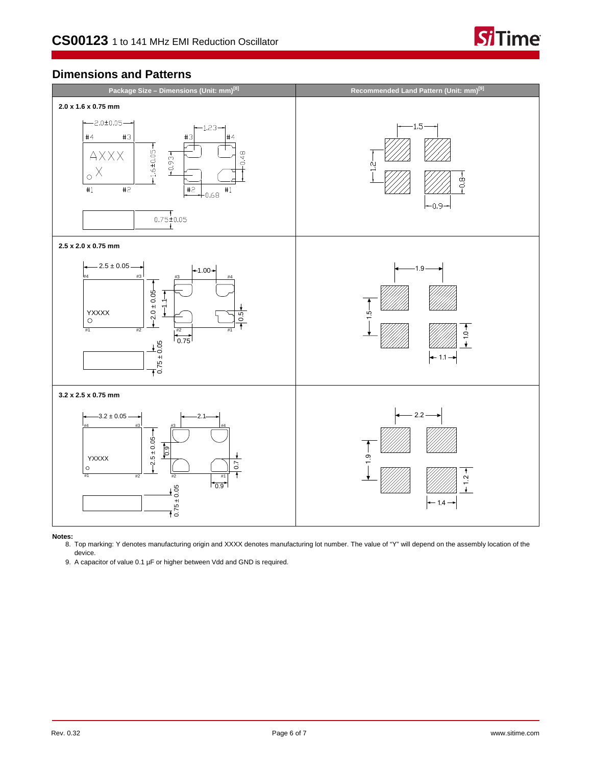## Dimensions and Patterns

| Package Size – Dimensions (Unit: mm)[8] | Recommended Land Pattern (Unit: mm)[9] |
|---|---|
| **2.0 x 1.6 x 0.75 mm** | |
| **2.5 x 2.0 x 0.75 mm** | |
| **3.2 x 2.5 x 0.75 mm** | |

**Notes:**

8. Top marking: Y denotes manufacturing origin and XXXX denotes manufacturing lot number. The value of "Y" will depend on the assembly location of the device.
9. A capacitor of value 0.1 µF or higher between Vdd and GND is required.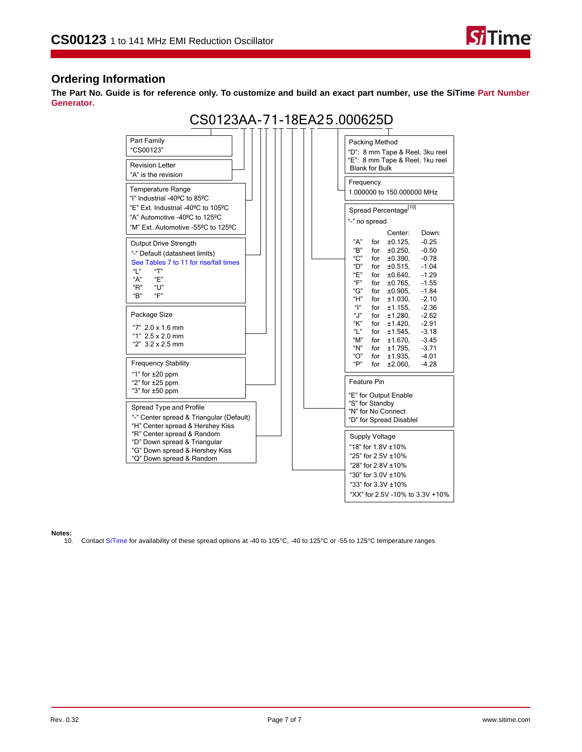## Ordering Information

**The Part No. Guide is for reference only. To customize and build an exact part number, use the SiTime Part Number Generator.**

CS0123AA-71-18EA25.000625D

**Part Family**
"CS00123"

**Revision Letter**
"A" is the revision

**Temperature Range**
"I" Industrial -40ºC to 85ºC
"E" Ext. Industrial -40ºC to 105ºC
"A" Automotive -40ºC to 125ºC
"M" Ext. Automotive -55ºC to 125ºC

**Output Drive Strength**
"-" Default (datasheet limits)
See Tables 7 to 11 for rise/fall times
"L" "T"
"A" "E"
"R" "U"
"B" "F"

**Package Size**
"7" 2.0 x 1.6 mm
"1" 2.5 x 2.0 mm
"2" 3.2 x 2.5 mm

**Frequency Stability**
"1" for ±20 ppm
"2" for ±25 ppm
"3" for ±50 ppm

**Spread Type and Profile**
"-" Center spread & Triangular (Default)
"H" Center spread & Hershey Kiss
"R" Center spread & Random
"D" Down spread & Triangular
"G" Down spread & Hershey Kiss
"Q" Down spread & Random

**Packing Method**
"D": 8 mm Tape & Reel, 3ku reel
"E": 8 mm Tape & Reel, 1ku reel
Blank for Bulk

**Frequency**
1.000000 to 150.000000 MHz

**Spread Percentage**[10]
"-" no spread

| | | Center: | Down: |
|---|---|---|---|
| "A" | for | ±0.125, | -0.25 |
| "B" | for | ±0.250, | -0.50 |
| "C" | for | ±0.390, | -0.78 |
| "D" | for | ±0.515, | -1.04 |
| "E" | for | ±0.640, | -1.29 |
| "F" | for | ±0.765, | -1.55 |
| "G" | for | ±0.905, | -1.84 |
| "H" | for | ±1.030, | -2.10 |
| "I" | for | ±1.155, | -2.36 |
| "J" | for | ±1.280, | -2.62 |
| "K" | for | ±1.420, | -2.91 |
| "L" | for | ±1.545, | -3.18 |
| "M" | for | ±1.670, | -3.45 |
| "N" | for | ±1.795, | -3.71 |
| "O" | for | ±1.935, | -4.01 |
| "P" | for | ±2.060, | -4.28 |

**Feature Pin**
"E" for Output Enable
"S" for Standby
"N" for No Connect
"D" for Spread Disablel

**Supply Voltage**
"18" for 1.8V ±10%
"25" for 2.5V ±10%
"28" for 2.8V ±10%
"30" for 3.0V ±10%
"33" for 3.3V ±10%
"XX" for 2.5V -10% to 3.3V +10%

**Notes:**

10. Contact SiTime for availability of these spread options at -40 to 105°C, -40 to 125°C or -55 to 125°C temperature ranges